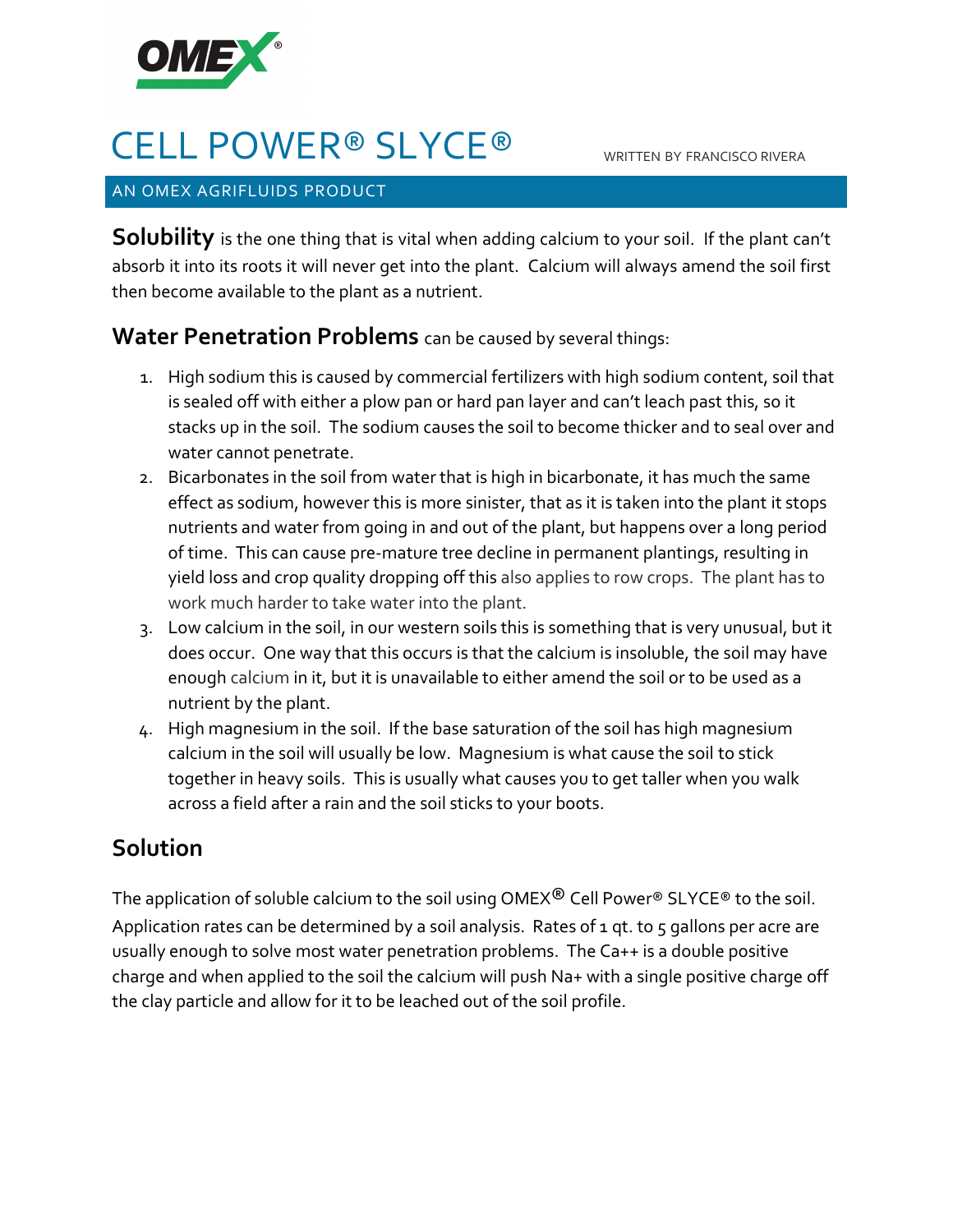# CELL POWER® SLYCE®

WRITTEN BY FRANCISCO RIVERA

AN OMEX AGRIFLUIDS PRODUCT

**Solubility** is the one thing that is vital when adding calcium to your soil. If the plant can't absorb it into its roots it will never get into the plant. Calcium will always amend the soil first then become available to the plant as a nutrient.

**Water Penetration Problems** can be caused by several things:

1. High sodium this is caused by commercial fertilizers with high sodium content, soil that is sealed off with either a plow pan or hard pan layer and can't leach past this, so it stacks up in the soil. The sodium causes the soil to become thicker and to seal over and water cannot penetrate.
2. Bicarbonates in the soil from water that is high in bicarbonate, it has much the same effect as sodium, however this is more sinister, that as it is taken into the plant it stops nutrients and water from going in and out of the plant, but happens over a long period of time. This can cause pre-mature tree decline in permanent plantings, resulting in yield loss and crop quality dropping off this also applies to row crops. The plant has to work much harder to take water into the plant.
3. Low calcium in the soil, in our western soils this is something that is very unusual, but it does occur. One way that this occurs is that the calcium is insoluble, the soil may have enough calcium in it, but it is unavailable to either amend the soil or to be used as a nutrient by the plant.
4. High magnesium in the soil. If the base saturation of the soil has high magnesium calcium in the soil will usually be low. Magnesium is what cause the soil to stick together in heavy soils. This is usually what causes you to get taller when you walk across a field after a rain and the soil sticks to your boots.

## Solution

The application of soluble calcium to the soil using OMEX® Cell Power® SLYCE® to the soil. Application rates can be determined by a soil analysis. Rates of 1 qt. to 5 gallons per acre are usually enough to solve most water penetration problems. The $Ca^{++}$ is a double positive charge and when applied to the soil the calcium will push $Na^{+}$ with a single positive charge off the clay particle and allow for it to be leached out of the soil profile.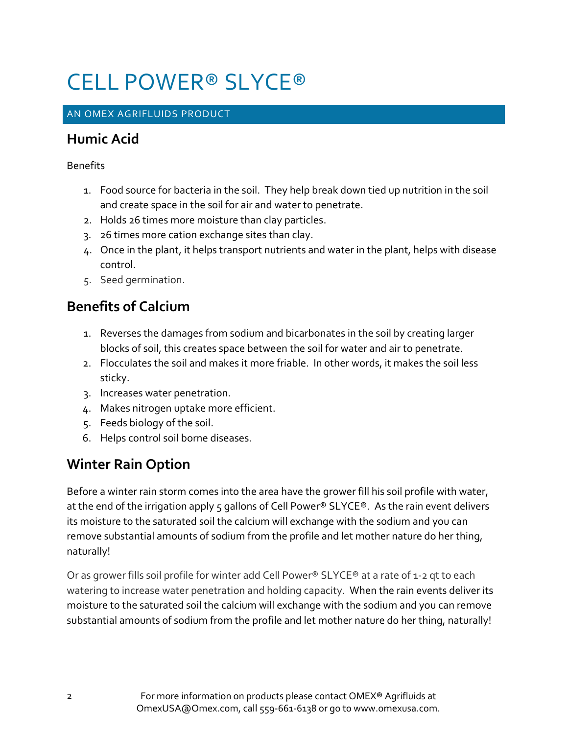# CELL POWER® SLYCE®

AN OMEX AGRIFLUIDS PRODUCT

## Humic Acid

Benefits

1. Food source for bacteria in the soil. They help break down tied up nutrition in the soil and create space in the soil for air and water to penetrate.
2. Holds 26 times more moisture than clay particles.
3. 26 times more cation exchange sites than clay.
4. Once in the plant, it helps transport nutrients and water in the plant, helps with disease control.
5. Seed germination.

## Benefits of Calcium

1. Reverses the damages from sodium and bicarbonates in the soil by creating larger blocks of soil, this creates space between the soil for water and air to penetrate.
2. Flocculates the soil and makes it more friable. In other words, it makes the soil less sticky.
3. Increases water penetration.
4. Makes nitrogen uptake more efficient.
5. Feeds biology of the soil.
6. Helps control soil borne diseases.

## Winter Rain Option

Before a winter rain storm comes into the area have the grower fill his soil profile with water, at the end of the irrigation apply 5 gallons of Cell Power® SLYCE®. As the rain event delivers its moisture to the saturated soil the calcium will exchange with the sodium and you can remove substantial amounts of sodium from the profile and let mother nature do her thing, naturally!

Or as grower fills soil profile for winter add Cell Power® SLYCE® at a rate of 1-2 qt to each watering to increase water penetration and holding capacity. When the rain events deliver its moisture to the saturated soil the calcium will exchange with the sodium and you can remove substantial amounts of sodium from the profile and let mother nature do her thing, naturally!

For more information on products please contact OMEX® Agrifluids at OmexUSA@Omex.com, call 559-661-6138 or go to www.omexusa.com.